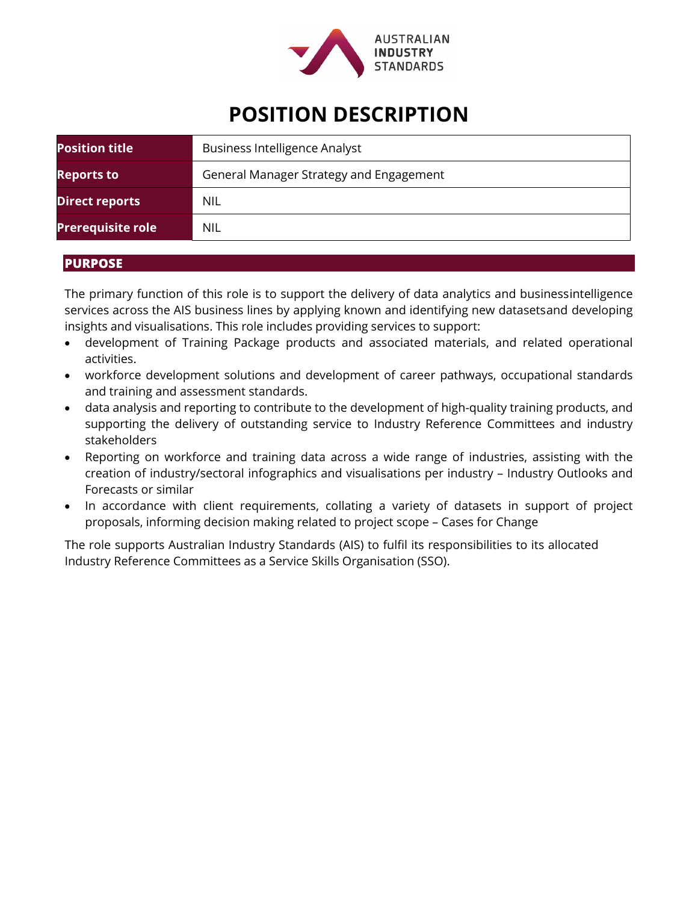AUSTRALIAN INDUSTRY STANDARDS

# POSITION DESCRIPTION

| Position title | Business Intelligence Analyst |
|---|---|
| Reports to | General Manager Strategy and Engagement |
| Direct reports | NIL |
| Prerequisite role | NIL |

## PURPOSE

The primary function of this role is to support the delivery of data analytics and businessintelligence services across the AIS business lines by applying known and identifying new datasetsand developing insights and visualisations. This role includes providing services to support:

- development of Training Package products and associated materials, and related operational activities.
- workforce development solutions and development of career pathways, occupational standards and training and assessment standards.
- data analysis and reporting to contribute to the development of high-quality training products, and supporting the delivery of outstanding service to Industry Reference Committees and industry stakeholders
- Reporting on workforce and training data across a wide range of industries, assisting with the creation of industry/sectoral infographics and visualisations per industry – Industry Outlooks and Forecasts or similar
- In accordance with client requirements, collating a variety of datasets in support of project proposals, informing decision making related to project scope – Cases for Change

The role supports Australian Industry Standards (AIS) to fulfil its responsibilities to its allocated Industry Reference Committees as a Service Skills Organisation (SSO).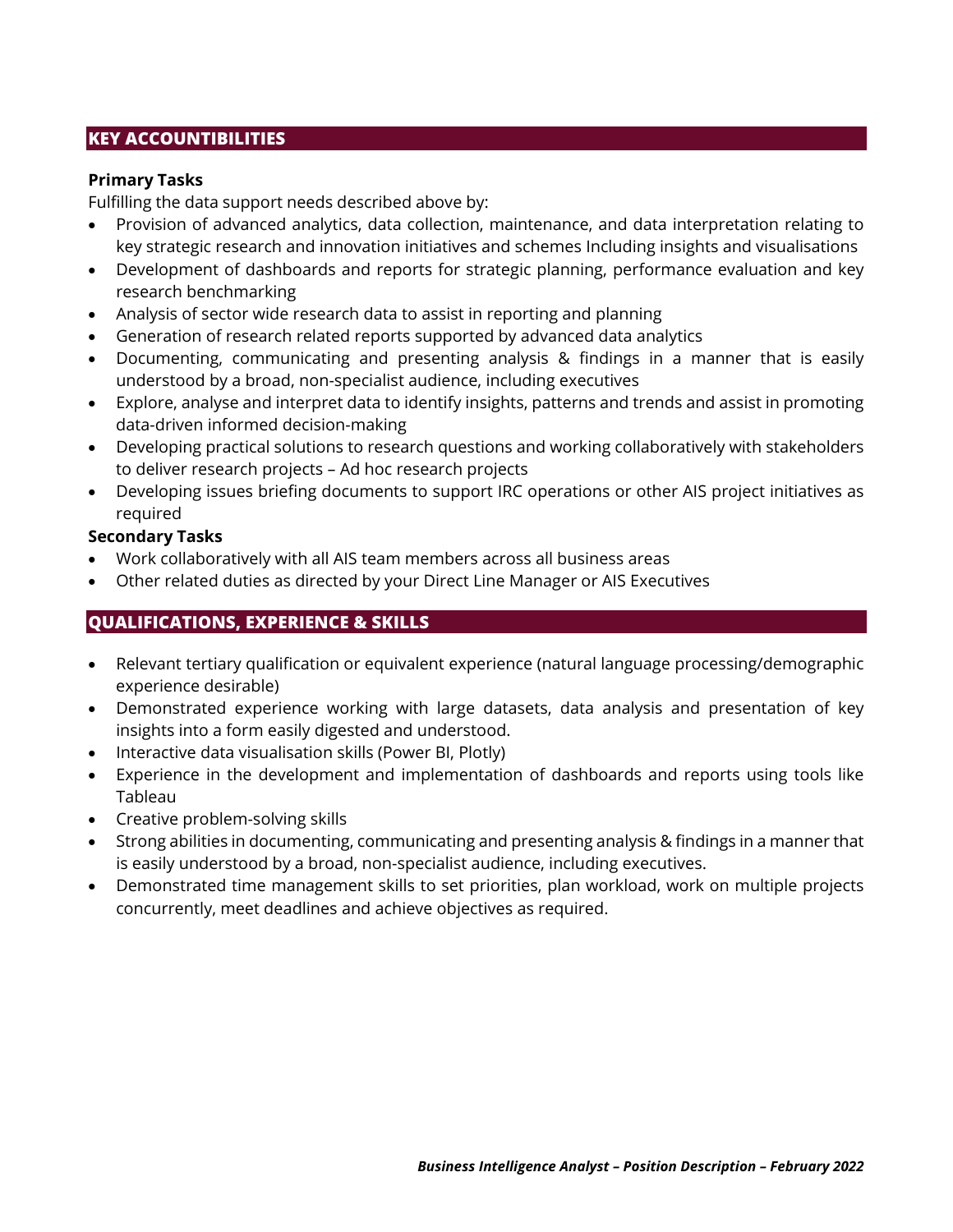## KEY ACCOUNTIBILITIES

**Primary Tasks**

Fulfilling the data support needs described above by:

- Provision of advanced analytics, data collection, maintenance, and data interpretation relating to key strategic research and innovation initiatives and schemes Including insights and visualisations
- Development of dashboards and reports for strategic planning, performance evaluation and key research benchmarking
- Analysis of sector wide research data to assist in reporting and planning
- Generation of research related reports supported by advanced data analytics
- Documenting, communicating and presenting analysis & findings in a manner that is easily understood by a broad, non-specialist audience, including executives
- Explore, analyse and interpret data to identify insights, patterns and trends and assist in promoting data-driven informed decision-making
- Developing practical solutions to research questions and working collaboratively with stakeholders to deliver research projects – Ad hoc research projects
- Developing issues briefing documents to support IRC operations or other AIS project initiatives as required

**Secondary Tasks**

- Work collaboratively with all AIS team members across all business areas
- Other related duties as directed by your Direct Line Manager or AIS Executives

## QUALIFICATIONS, EXPERIENCE & SKILLS

- Relevant tertiary qualification or equivalent experience (natural language processing/demographic experience desirable)
- Demonstrated experience working with large datasets, data analysis and presentation of key insights into a form easily digested and understood.
- Interactive data visualisation skills (Power BI, Plotly)
- Experience in the development and implementation of dashboards and reports using tools like Tableau
- Creative problem-solving skills
- Strong abilities in documenting, communicating and presenting analysis & findings in a manner that is easily understood by a broad, non-specialist audience, including executives.
- Demonstrated time management skills to set priorities, plan workload, work on multiple projects concurrently, meet deadlines and achieve objectives as required.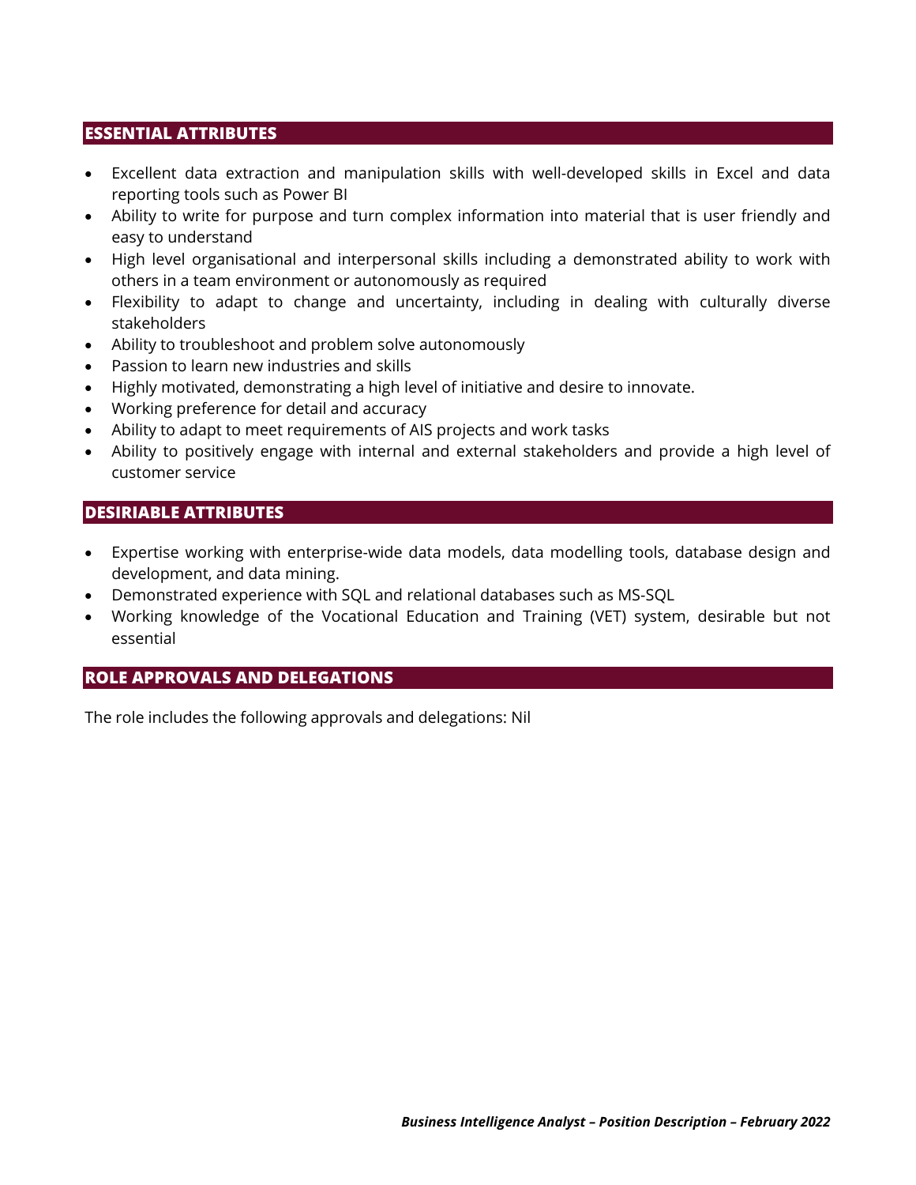## ESSENTIAL ATTRIBUTES

- Excellent data extraction and manipulation skills with well-developed skills in Excel and data reporting tools such as Power BI
- Ability to write for purpose and turn complex information into material that is user friendly and easy to understand
- High level organisational and interpersonal skills including a demonstrated ability to work with others in a team environment or autonomously as required
- Flexibility to adapt to change and uncertainty, including in dealing with culturally diverse stakeholders
- Ability to troubleshoot and problem solve autonomously
- Passion to learn new industries and skills
- Highly motivated, demonstrating a high level of initiative and desire to innovate.
- Working preference for detail and accuracy
- Ability to adapt to meet requirements of AIS projects and work tasks
- Ability to positively engage with internal and external stakeholders and provide a high level of customer service

## DESIRIABLE ATTRIBUTES

- Expertise working with enterprise-wide data models, data modelling tools, database design and development, and data mining.
- Demonstrated experience with SQL and relational databases such as MS-SQL
- Working knowledge of the Vocational Education and Training (VET) system, desirable but not essential

## ROLE APPROVALS AND DELEGATIONS

The role includes the following approvals and delegations: Nil